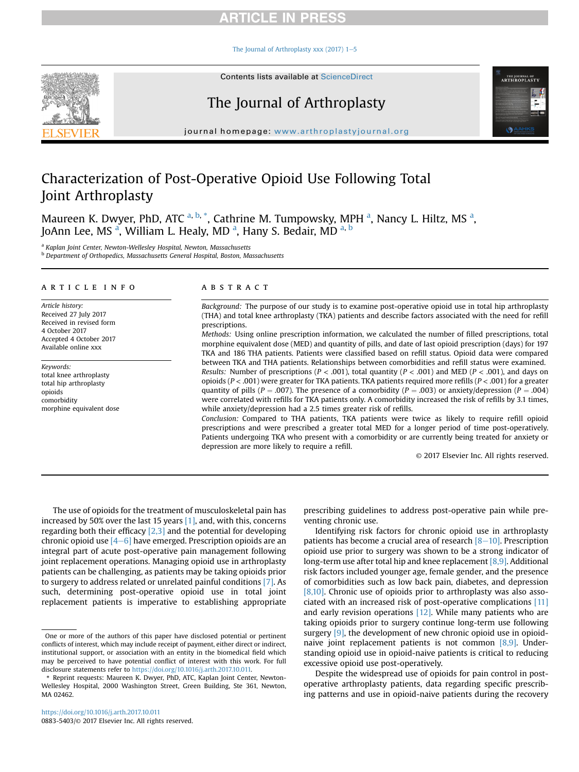# Characterization of Post-Operative Opioid Use Following Total Joint Arthroplasty

Maureen K. Dwyer, PhD, ATC [a, b, *], Cathrine M. Tumpowsky, MPH [a], Nancy L. Hiltz, MS [a], JoAnn Lee, MS [a], William L. Healy, MD [a], Hany S. Bedair, MD [a, b]

[a] Kaplan Joint Center, Newton-Wellesley Hospital, Newton, Massachusetts

[b] Department of Orthopedics, Massachusetts General Hospital, Boston, Massachusetts

## ARTICLE INFO

*Article history:*
Received 27 July 2017
Received in revised form
4 October 2017
Accepted 4 October 2017
Available online xxx

*Keywords:*
total knee arthroplasty
total hip arthroplasty
opioids
comorbidity
morphine equivalent dose

## ABSTRACT

*Background:* The purpose of our study is to examine post-operative opioid use in total hip arthroplasty (THA) and total knee arthroplasty (TKA) patients and describe factors associated with the need for refill prescriptions.

*Methods:* Using online prescription information, we calculated the number of filled prescriptions, total morphine equivalent dose (MED) and quantity of pills, and date of last opioid prescription (days) for 197 TKA and 186 THA patients. Patients were classified based on refill status. Opioid data were compared between TKA and THA patients. Relationships between comorbidities and refill status were examined.

*Results:* Number of prescriptions ($P < .001$), total quantity ($P < .001$) and MED ($P < .001$), and days on opioids ($P < .001$) were greater for TKA patients. TKA patients required more refills ($P < .001$) for a greater quantity of pills ($P = .007$). The presence of a comorbidity ($P = .003$) or anxiety/depression ($P = .004$) were correlated with refills for TKA patients only. A comorbidity increased the risk of refills by 3.1 times, while anxiety/depression had a 2.5 times greater risk of refills.

*Conclusion:* Compared to THA patients, TKA patients were twice as likely to require refill opioid prescriptions and were prescribed a greater total MED for a longer period of time post-operatively. Patients undergoing TKA who present with a comorbidity or are currently being treated for anxiety or depression are more likely to require a refill.

© 2017 Elsevier Inc. All rights reserved.

The use of opioids for the treatment of musculoskeletal pain has increased by 50% over the last 15 years [1], and, with this, concerns regarding both their efficacy [2,3] and the potential for developing chronic opioid use [4–6] have emerged. Prescription opioids are an integral part of acute post-operative pain management following joint replacement operations. Managing opioid use in arthroplasty patients can be challenging, as patients may be taking opioids prior to surgery to address related or unrelated painful conditions [7]. As such, determining post-operative opioid use in total joint replacement patients is imperative to establishing appropriate prescribing guidelines to address post-operative pain while preventing chronic use.

Identifying risk factors for chronic opioid use in arthroplasty patients has become a crucial area of research [8–10]. Prescription opioid use prior to surgery was shown to be a strong indicator of long-term use after total hip and knee replacement [8,9]. Additional risk factors included younger age, female gender, and the presence of comorbidities such as low back pain, diabetes, and depression [8,10]. Chronic use of opioids prior to arthroplasty was also associated with an increased risk of post-operative complications [11] and early revision operations [12]. While many patients who are taking opioids prior to surgery continue long-term use following surgery [9], the development of new chronic opioid use in opioid-naive joint replacement patients is not common [8,9]. Understanding opioid use in opioid-naive patients is critical to reducing excessive opioid use post-operatively.

Despite the widespread use of opioids for pain control in post-operative arthroplasty patients, data regarding specific prescribing patterns and use in opioid-naive patients during the recovery

One or more of the authors of this paper have disclosed potential or pertinent conflicts of interest, which may include receipt of payment, either direct or indirect, institutional support, or association with an entity in the biomedical field which may be perceived to have potential conflict of interest with this work. For full disclosure statements refer to https://doi.org/10.1016/j.arth.2017.10.011.

* Reprint requests: Maureen K. Dwyer, PhD, ATC, Kaplan Joint Center, Newton-Wellesley Hospital, 2000 Washington Street, Green Building, Ste 361, Newton, MA 02462.

https://doi.org/10.1016/j.arth.2017.10.011
0883-5403/© 2017 Elsevier Inc. All rights reserved.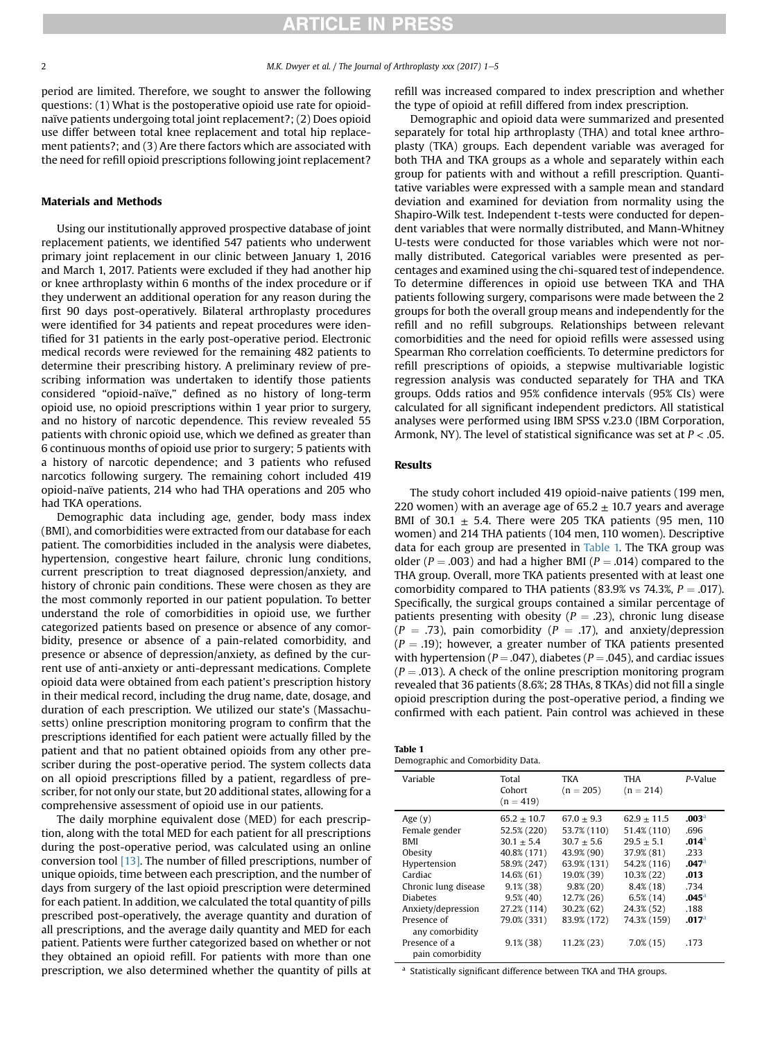period are limited. Therefore, we sought to answer the following questions: (1) What is the postoperative opioid use rate for opioid-naïve patients undergoing total joint replacement?; (2) Does opioid use differ between total knee replacement and total hip replacement patients?; and (3) Are there factors which are associated with the need for refill opioid prescriptions following joint replacement?

## Materials and Methods

Using our institutionally approved prospective database of joint replacement patients, we identified 547 patients who underwent primary joint replacement in our clinic between January 1, 2016 and March 1, 2017. Patients were excluded if they had another hip or knee arthroplasty within 6 months of the index procedure or if they underwent an additional operation for any reason during the first 90 days post-operatively. Bilateral arthroplasty procedures were identified for 34 patients and repeat procedures were identified for 31 patients in the early post-operative period. Electronic medical records were reviewed for the remaining 482 patients to determine their prescribing history. A preliminary review of prescribing information was undertaken to identify those patients considered "opioid-naïve," defined as no history of long-term opioid use, no opioid prescriptions within 1 year prior to surgery, and no history of narcotic dependence. This review revealed 55 patients with chronic opioid use, which we defined as greater than 6 continuous months of opioid use prior to surgery; 5 patients with a history of narcotic dependence; and 3 patients who refused narcotics following surgery. The remaining cohort included 419 opioid-naïve patients, 214 who had THA operations and 205 who had TKA operations.

Demographic data including age, gender, body mass index (BMI), and comorbidities were extracted from our database for each patient. The comorbidities included in the analysis were diabetes, hypertension, congestive heart failure, chronic lung conditions, current prescription to treat diagnosed depression/anxiety, and history of chronic pain conditions. These were chosen as they are the most commonly reported in our patient population. To better understand the role of comorbidities in opioid use, we further categorized patients based on presence or absence of any comorbidity, presence or absence of a pain-related comorbidity, and presence or absence of depression/anxiety, as defined by the current use of anti-anxiety or anti-depressant medications. Complete opioid data were obtained from each patient's prescription history in their medical record, including the drug name, date, dosage, and duration of each prescription. We utilized our state's (Massachusetts) online prescription monitoring program to confirm that the prescriptions identified for each patient were actually filled by the patient and that no patient obtained opioids from any other prescriber during the post-operative period. The system collects data on all opioid prescriptions filled by a patient, regardless of prescriber, for not only our state, but 20 additional states, allowing for a comprehensive assessment of opioid use in our patients.

The daily morphine equivalent dose (MED) for each prescription, along with the total MED for each patient for all prescriptions during the post-operative period, was calculated using an online conversion tool [13]. The number of filled prescriptions, number of unique opioids, time between each prescription, and the number of days from surgery of the last opioid prescription were determined for each patient. In addition, we calculated the total quantity of pills prescribed post-operatively, the average quantity and duration of all prescriptions, and the average daily quantity and MED for each patient. Patients were further categorized based on whether or not they obtained an opioid refill. For patients with more than one prescription, we also determined whether the quantity of pills at refill was increased compared to index prescription and whether the type of opioid at refill differed from index prescription.

Demographic and opioid data were summarized and presented separately for total hip arthroplasty (THA) and total knee arthroplasty (TKA) groups. Each dependent variable was averaged for both THA and TKA groups as a whole and separately within each group for patients with and without a refill prescription. Quantitative variables were expressed with a sample mean and standard deviation and examined for deviation from normality using the Shapiro-Wilk test. Independent t-tests were conducted for dependent variables that were normally distributed, and Mann-Whitney U-tests were conducted for those variables which were not normally distributed. Categorical variables were presented as percentages and examined using the chi-squared test of independence. To determine differences in opioid use between TKA and THA patients following surgery, comparisons were made between the 2 groups for both the overall group means and independently for the refill and no refill subgroups. Relationships between relevant comorbidities and the need for opioid refills were assessed using Spearman Rho correlation coefficients. To determine predictors for refill prescriptions of opioids, a stepwise multivariable logistic regression analysis was conducted separately for THA and TKA groups. Odds ratios and 95% confidence intervals (95% CIs) were calculated for all significant independent predictors. All statistical analyses were performed using IBM SPSS v.23.0 (IBM Corporation, Armonk, NY). The level of statistical significance was set at $P < .05$.

## Results

The study cohort included 419 opioid-naive patients (199 men, 220 women) with an average age of $65.2 \pm 10.7$ years and average BMI of $30.1 \pm 5.4$. There were 205 TKA patients (95 men, 110 women) and 214 THA patients (104 men, 110 women). Descriptive data for each group are presented in Table 1. The TKA group was older ($P = .003$) and had a higher BMI ($P = .014$) compared to the THA group. Overall, more TKA patients presented with at least one comorbidity compared to THA patients (83.9% vs 74.3%, $P = .017$). Specifically, the surgical groups contained a similar percentage of patients presenting with obesity ($P = .23$), chronic lung disease ($P = .73$), pain comorbidity ($P = .17$), and anxiety/depression ($P = .19$); however, a greater number of TKA patients presented with hypertension ($P = .047$), diabetes ($P = .045$), and cardiac issues ($P = .013$). A check of the online prescription monitoring program revealed that 36 patients (8.6%; 28 THAs, 8 TKAs) did not fill a single opioid prescription during the post-operative period, a finding we confirmed with each patient. Pain control was achieved in these

**Table 1**
Demographic and Comorbidity Data.

| Variable | Total Cohort (n = 419) | TKA (n = 205) | THA (n = 214) | P-Value |
|---|---|---|---|---|
| Age (y) | $65.2 \pm 10.7$ | $67.0 \pm 9.3$ | $62.9 \pm 11.5$ | **.003**[a] |
| Female gender | 52.5% (220) | 53.7% (110) | 51.4% (110) | .696 |
| BMI | $30.1 \pm 5.4$ | $30.7 \pm 5.6$ | $29.5 \pm 5.1$ | **.014**[a] |
| Obesity | 40.8% (171) | 43.9% (90) | 37.9% (81) | .233 |
| Hypertension | 58.9% (247) | 63.9% (131) | 54.2% (116) | **.047**[a] |
| Cardiac | 14.6% (61) | 19.0% (39) | 10.3% (22) | **.013** |
| Chronic lung disease | 9.1% (38) | 9.8% (20) | 8.4% (18) | .734 |
| Diabetes | 9.5% (40) | 12.7% (26) | 6.5% (14) | **.045**[a] |
| Anxiety/depression | 27.2% (114) | 30.2% (62) | 24.3% (52) | .188 |
| Presence of any comorbidity | 79.0% (331) | 83.9% (172) | 74.3% (159) | **.017**[a] |
| Presence of a pain comorbidity | 9.1% (38) | 11.2% (23) | 7.0% (15) | .173 |

[a] Statistically significant difference between TKA and THA groups.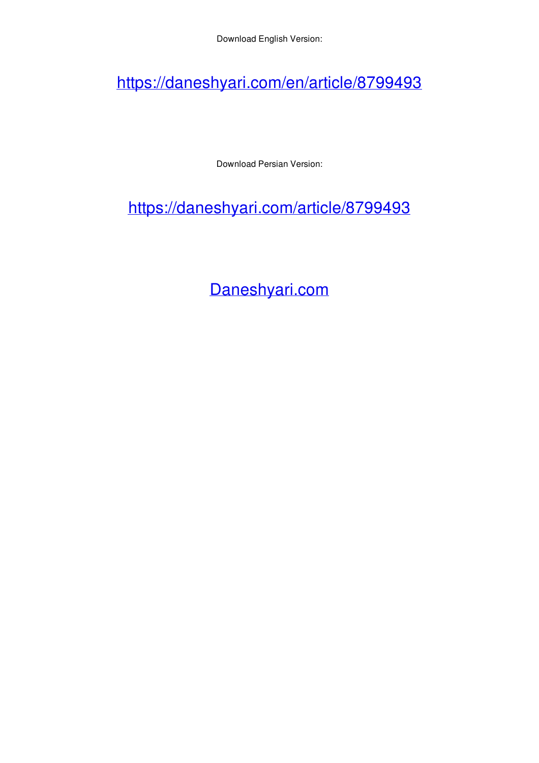Download English Version:

[https://daneshyari.com/en/article/8799493](https://daneshyari.com/en/article/8799493)

Download Persian Version:

[https://daneshyari.com/article/8799493](https://daneshyari.com/article/8799493)

[Daneshyari.com](https://daneshyari.com)